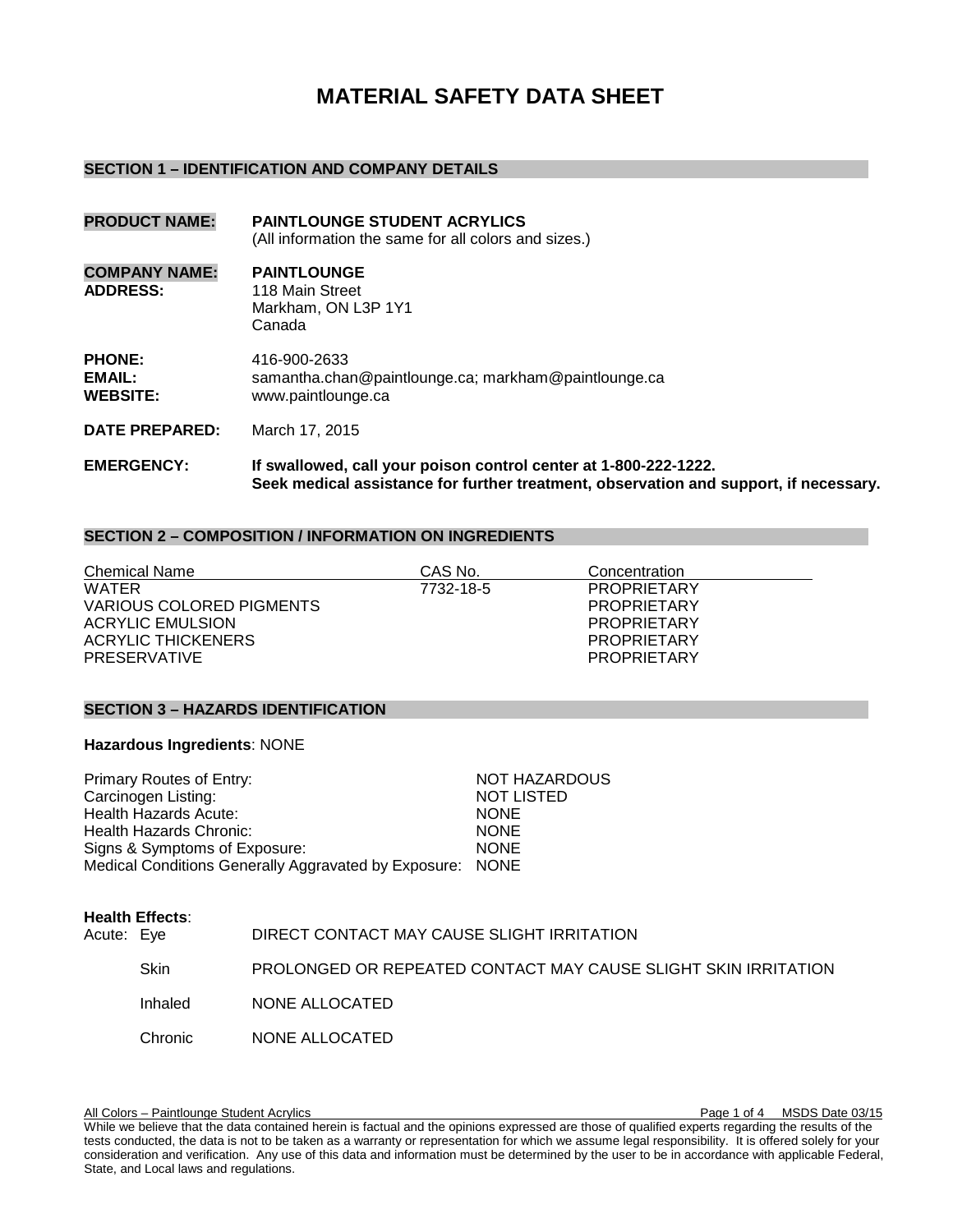# MATERIAL SAFETY DATA SHEET

## SECTION 1 – IDENTIFICATION AND COMPANY DETAILS

**PRODUCT NAME:** **PAINTLOUNGE STUDENT ACRYLICS**
(All information the same for all colors and sizes.)

**COMPANY NAME:** **PAINTLOUNGE**
**ADDRESS:** 118 Main Street
Markham, ON L3P 1Y1
Canada

**PHONE:** 416-900-2633
**EMAIL:** samantha.chan@paintlounge.ca; markham@paintlounge.ca
**WEBSITE:** www.paintlounge.ca

**DATE PREPARED:** March 17, 2015

**EMERGENCY:** **If swallowed, call your poison control center at 1-800-222-1222.**
**Seek medical assistance for further treatment, observation and support, if necessary.**

## SECTION 2 – COMPOSITION / INFORMATION ON INGREDIENTS

| Chemical Name | CAS No. | Concentration |
|---|---|---|
| WATER | 7732-18-5 | PROPRIETARY |
| VARIOUS COLORED PIGMENTS | | PROPRIETARY |
| ACRYLIC EMULSION | | PROPRIETARY |
| ACRYLIC THICKENERS | | PROPRIETARY |
| PRESERVATIVE | | PROPRIETARY |

## SECTION 3 – HAZARDS IDENTIFICATION

**Hazardous Ingredients**: NONE

| | |
|---|---|
| Primary Routes of Entry: | NOT HAZARDOUS |
| Carcinogen Listing: | NOT LISTED |
| Health Hazards Acute: | NONE |
| Health Hazards Chronic: | NONE |
| Signs & Symptoms of Exposure: | NONE |
| Medical Conditions Generally Aggravated by Exposure: | NONE |

**Health Effects**:

| | | |
|---|---|---|
| Acute: | Eye | DIRECT CONTACT MAY CAUSE SLIGHT IRRITATION |
| | Skin | PROLONGED OR REPEATED CONTACT MAY CAUSE SLIGHT SKIN IRRITATION |
| | Inhaled | NONE ALLOCATED |
| | Chronic | NONE ALLOCATED |

While we believe that the data contained herein is factual and the opinions expressed are those of qualified experts regarding the results of the tests conducted, the data is not to be taken as a warranty or representation for which we assume legal responsibility. It is offered solely for your consideration and verification. Any use of this data and information must be determined by the user to be in accordance with applicable Federal, State, and Local laws and regulations.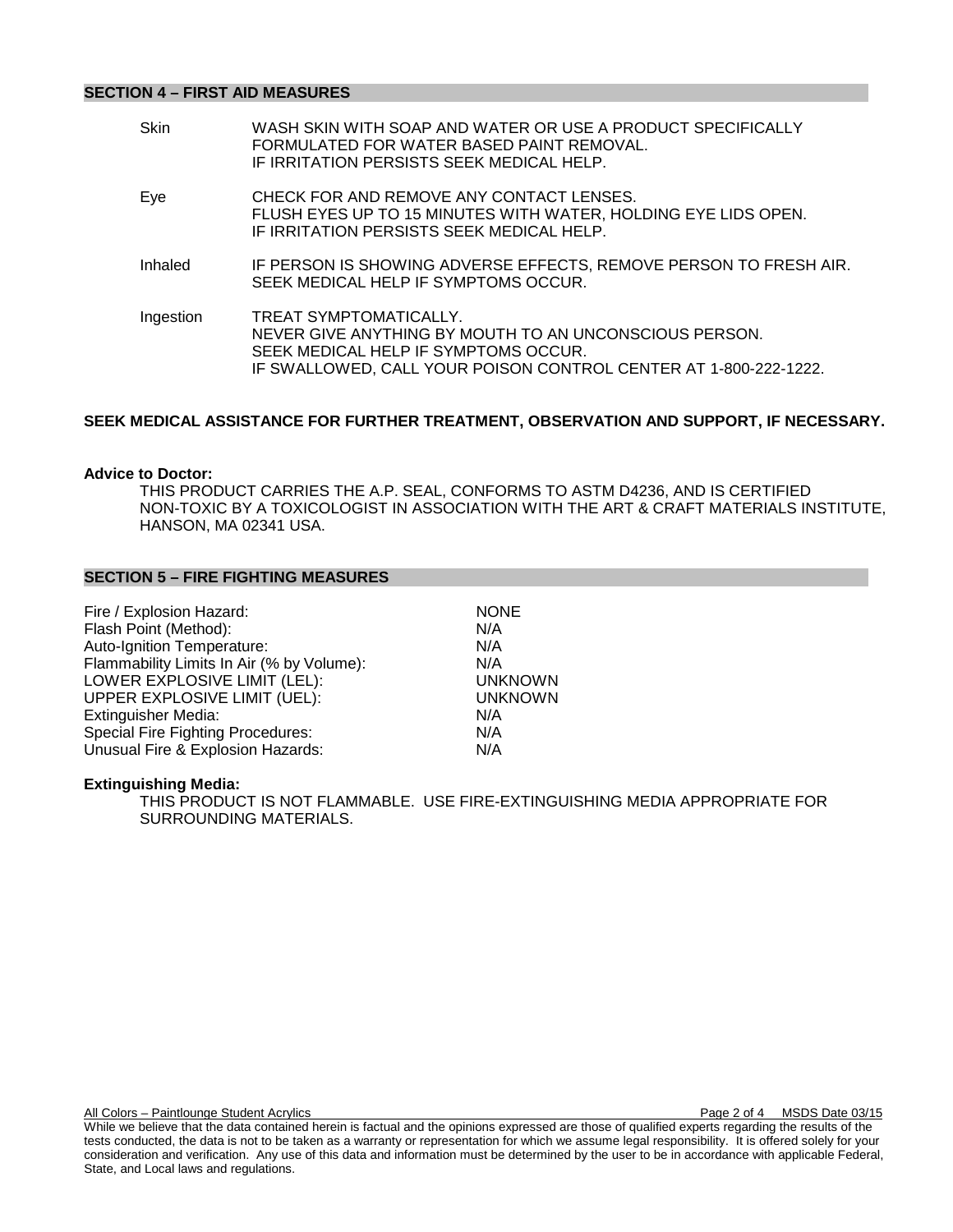## SECTION 4 – FIRST AID MEASURES

| | |
|---|---|
| Skin | WASH SKIN WITH SOAP AND WATER OR USE A PRODUCT SPECIFICALLY FORMULATED FOR WATER BASED PAINT REMOVAL. IF IRRITATION PERSISTS SEEK MEDICAL HELP. |
| Eye | CHECK FOR AND REMOVE ANY CONTACT LENSES. FLUSH EYES UP TO 15 MINUTES WITH WATER, HOLDING EYE LIDS OPEN. IF IRRITATION PERSISTS SEEK MEDICAL HELP. |
| Inhaled | IF PERSON IS SHOWING ADVERSE EFFECTS, REMOVE PERSON TO FRESH AIR. SEEK MEDICAL HELP IF SYMPTOMS OCCUR. |
| Ingestion | TREAT SYMPTOMATICALLY. NEVER GIVE ANYTHING BY MOUTH TO AN UNCONSCIOUS PERSON. SEEK MEDICAL HELP IF SYMPTOMS OCCUR. IF SWALLOWED, CALL YOUR POISON CONTROL CENTER AT 1-800-222-1222. |

**SEEK MEDICAL ASSISTANCE FOR FURTHER TREATMENT, OBSERVATION AND SUPPORT, IF NECESSARY.**

**Advice to Doctor:**

THIS PRODUCT CARRIES THE A.P. SEAL, CONFORMS TO ASTM D4236, AND IS CERTIFIED NON-TOXIC BY A TOXICOLOGIST IN ASSOCIATION WITH THE ART & CRAFT MATERIALS INSTITUTE, HANSON, MA 02341 USA.

## SECTION 5 – FIRE FIGHTING MEASURES

| | |
|---|---|
| Fire / Explosion Hazard: | NONE |
| Flash Point (Method): | N/A |
| Auto-Ignition Temperature: | N/A |
| Flammability Limits In Air (% by Volume): | N/A |
| LOWER EXPLOSIVE LIMIT (LEL): | UNKNOWN |
| UPPER EXPLOSIVE LIMIT (UEL): | UNKNOWN |
| Extinguisher Media: | N/A |
| Special Fire Fighting Procedures: | N/A |
| Unusual Fire & Explosion Hazards: | N/A |

**Extinguishing Media:**

THIS PRODUCT IS NOT FLAMMABLE. USE FIRE-EXTINGUISHING MEDIA APPROPRIATE FOR SURROUNDING MATERIALS.

While we believe that the data contained herein is factual and the opinions expressed are those of qualified experts regarding the results of the tests conducted, the data is not to be taken as a warranty or representation for which we assume legal responsibility. It is offered solely for your consideration and verification. Any use of this data and information must be determined by the user to be in accordance with applicable Federal, State, and Local laws and regulations.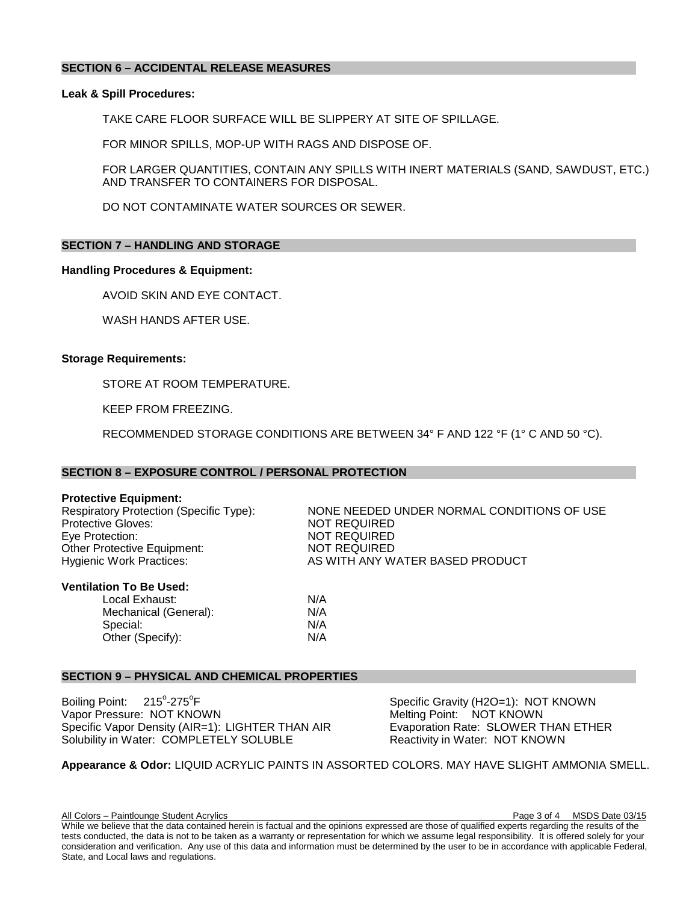## SECTION 6 – ACCIDENTAL RELEASE MEASURES

**Leak & Spill Procedures:**

TAKE CARE FLOOR SURFACE WILL BE SLIPPERY AT SITE OF SPILLAGE.

FOR MINOR SPILLS, MOP-UP WITH RAGS AND DISPOSE OF.

FOR LARGER QUANTITIES, CONTAIN ANY SPILLS WITH INERT MATERIALS (SAND, SAWDUST, ETC.) AND TRANSFER TO CONTAINERS FOR DISPOSAL.

DO NOT CONTAMINATE WATER SOURCES OR SEWER.

## SECTION 7 – HANDLING AND STORAGE

**Handling Procedures & Equipment:**

AVOID SKIN AND EYE CONTACT.

WASH HANDS AFTER USE.

**Storage Requirements:**

STORE AT ROOM TEMPERATURE.

KEEP FROM FREEZING.

RECOMMENDED STORAGE CONDITIONS ARE BETWEEN 34° F AND 122 °F (1° C AND 50 °C).

## SECTION 8 – EXPOSURE CONTROL / PERSONAL PROTECTION

**Protective Equipment:**

| | |
|---|---|
| Respiratory Protection (Specific Type): | NONE NEEDED UNDER NORMAL CONDITIONS OF USE |
| Protective Gloves: | NOT REQUIRED |
| Eye Protection: | NOT REQUIRED |
| Other Protective Equipment: | NOT REQUIRED |
| Hygienic Work Practices: | AS WITH ANY WATER BASED PRODUCT |

**Ventilation To Be Used:**

| | |
|---|---|
| Local Exhaust: | N/A |
| Mechanical (General): | N/A |
| Special: | N/A |
| Other (Specify): | N/A |

## SECTION 9 – PHYSICAL AND CHEMICAL PROPERTIES

Boiling Point: 215°-275°F

Vapor Pressure: NOT KNOWN

Specific Vapor Density (AIR=1): LIGHTER THAN AIR

Solubility in Water: COMPLETELY SOLUBLE

Specific Gravity (H2O=1): NOT KNOWN

Melting Point: NOT KNOWN

Evaporation Rate: SLOWER THAN ETHER

Reactivity in Water: NOT KNOWN

**Appearance & Odor:** LIQUID ACRYLIC PAINTS IN ASSORTED COLORS. MAY HAVE SLIGHT AMMONIA SMELL.

While we believe that the data contained herein is factual and the opinions expressed are those of qualified experts regarding the results of the tests conducted, the data is not to be taken as a warranty or representation for which we assume legal responsibility. It is offered solely for your consideration and verification. Any use of this data and information must be determined by the user to be in accordance with applicable Federal, State, and Local laws and regulations.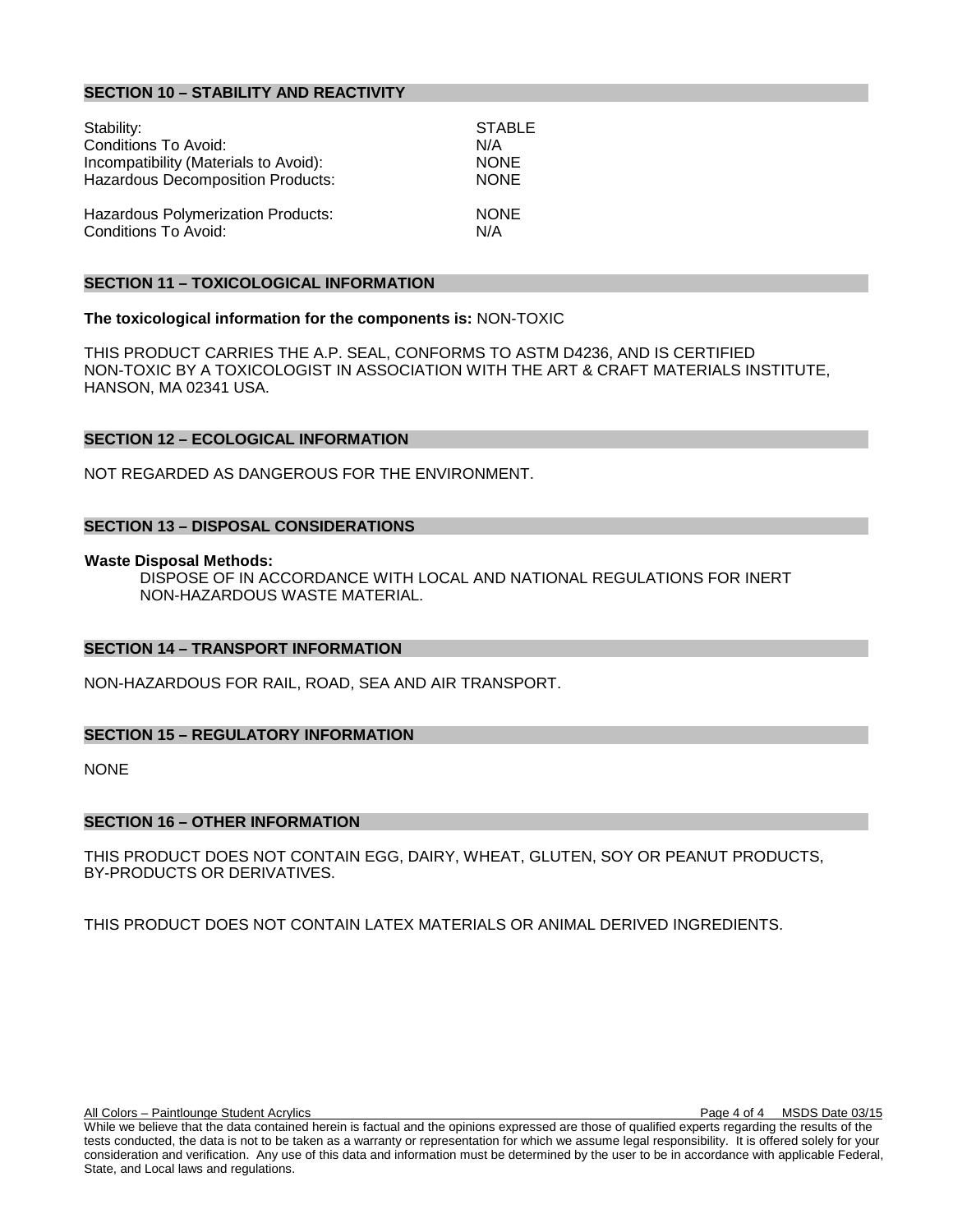## SECTION 10 – STABILITY AND REACTIVITY

| | |
|---|---|
| Stability: | STABLE |
| Conditions To Avoid: | N/A |
| Incompatibility (Materials to Avoid): | NONE |
| Hazardous Decomposition Products: | NONE |
| Hazardous Polymerization Products: | NONE |
| Conditions To Avoid: | N/A |

## SECTION 11 – TOXICOLOGICAL INFORMATION

**The toxicological information for the components is:** NON-TOXIC

THIS PRODUCT CARRIES THE A.P. SEAL, CONFORMS TO ASTM D4236, AND IS CERTIFIED NON-TOXIC BY A TOXICOLOGIST IN ASSOCIATION WITH THE ART & CRAFT MATERIALS INSTITUTE, HANSON, MA 02341 USA.

## SECTION 12 – ECOLOGICAL INFORMATION

NOT REGARDED AS DANGEROUS FOR THE ENVIRONMENT.

## SECTION 13 – DISPOSAL CONSIDERATIONS

**Waste Disposal Methods:**

DISPOSE OF IN ACCORDANCE WITH LOCAL AND NATIONAL REGULATIONS FOR INERT NON-HAZARDOUS WASTE MATERIAL.

## SECTION 14 – TRANSPORT INFORMATION

NON-HAZARDOUS FOR RAIL, ROAD, SEA AND AIR TRANSPORT.

## SECTION 15 – REGULATORY INFORMATION

NONE

## SECTION 16 – OTHER INFORMATION

THIS PRODUCT DOES NOT CONTAIN EGG, DAIRY, WHEAT, GLUTEN, SOY OR PEANUT PRODUCTS, BY-PRODUCTS OR DERIVATIVES.

THIS PRODUCT DOES NOT CONTAIN LATEX MATERIALS OR ANIMAL DERIVED INGREDIENTS.

While we believe that the data contained herein is factual and the opinions expressed are those of qualified experts regarding the results of the tests conducted, the data is not to be taken as a warranty or representation for which we assume legal responsibility. It is offered solely for your consideration and verification. Any use of this data and information must be determined by the user to be in accordance with applicable Federal, State, and Local laws and regulations.